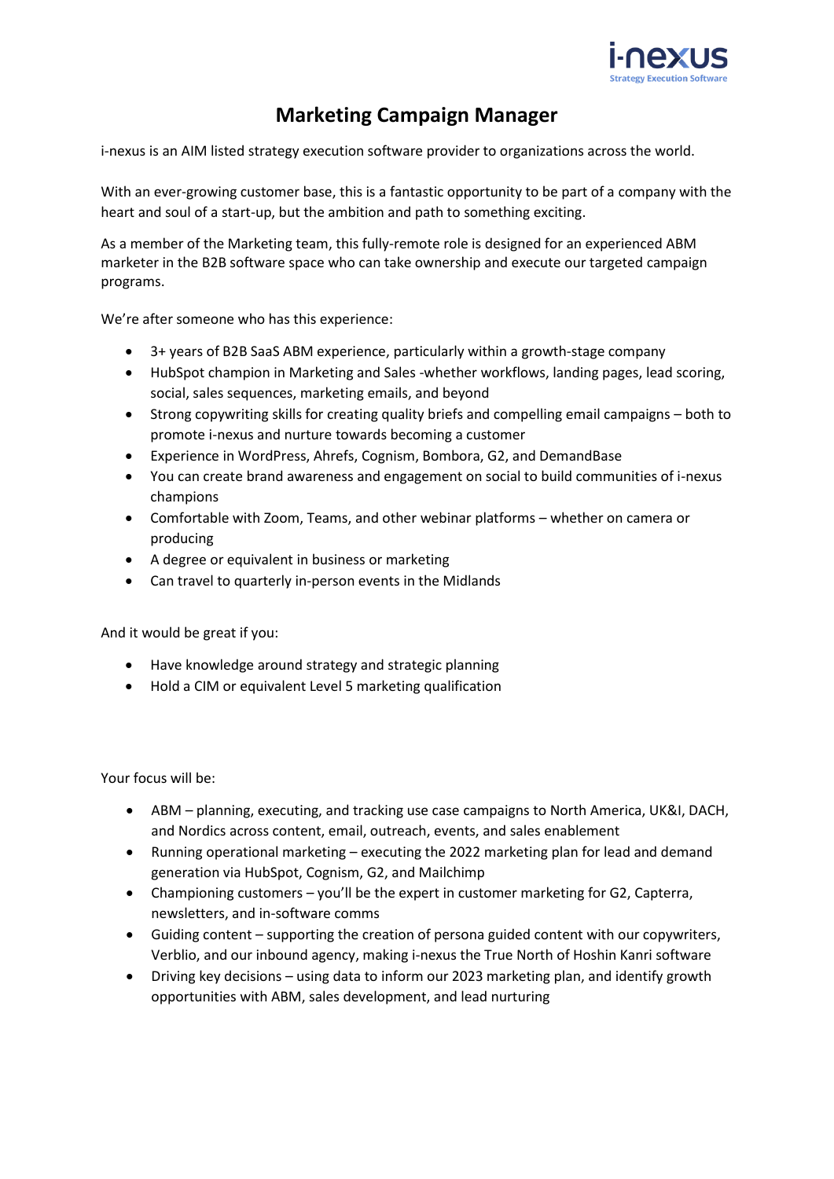i-nexus
Strategy Execution Software

# Marketing Campaign Manager

i-nexus is an AIM listed strategy execution software provider to organizations across the world.

With an ever-growing customer base, this is a fantastic opportunity to be part of a company with the heart and soul of a start-up, but the ambition and path to something exciting.

As a member of the Marketing team, this fully-remote role is designed for an experienced ABM marketer in the B2B software space who can take ownership and execute our targeted campaign programs.

We're after someone who has this experience:

- 3+ years of B2B SaaS ABM experience, particularly within a growth-stage company
- HubSpot champion in Marketing and Sales -whether workflows, landing pages, lead scoring, social, sales sequences, marketing emails, and beyond
- Strong copywriting skills for creating quality briefs and compelling email campaigns – both to promote i-nexus and nurture towards becoming a customer
- Experience in WordPress, Ahrefs, Cognism, Bombora, G2, and DemandBase
- You can create brand awareness and engagement on social to build communities of i-nexus champions
- Comfortable with Zoom, Teams, and other webinar platforms – whether on camera or producing
- A degree or equivalent in business or marketing
- Can travel to quarterly in-person events in the Midlands

And it would be great if you:

- Have knowledge around strategy and strategic planning
- Hold a CIM or equivalent Level 5 marketing qualification

Your focus will be:

- ABM – planning, executing, and tracking use case campaigns to North America, UK&I, DACH, and Nordics across content, email, outreach, events, and sales enablement
- Running operational marketing – executing the 2022 marketing plan for lead and demand generation via HubSpot, Cognism, G2, and Mailchimp
- Championing customers – you'll be the expert in customer marketing for G2, Capterra, newsletters, and in-software comms
- Guiding content – supporting the creation of persona guided content with our copywriters, Verblio, and our inbound agency, making i-nexus the True North of Hoshin Kanri software
- Driving key decisions – using data to inform our 2023 marketing plan, and identify growth opportunities with ABM, sales development, and lead nurturing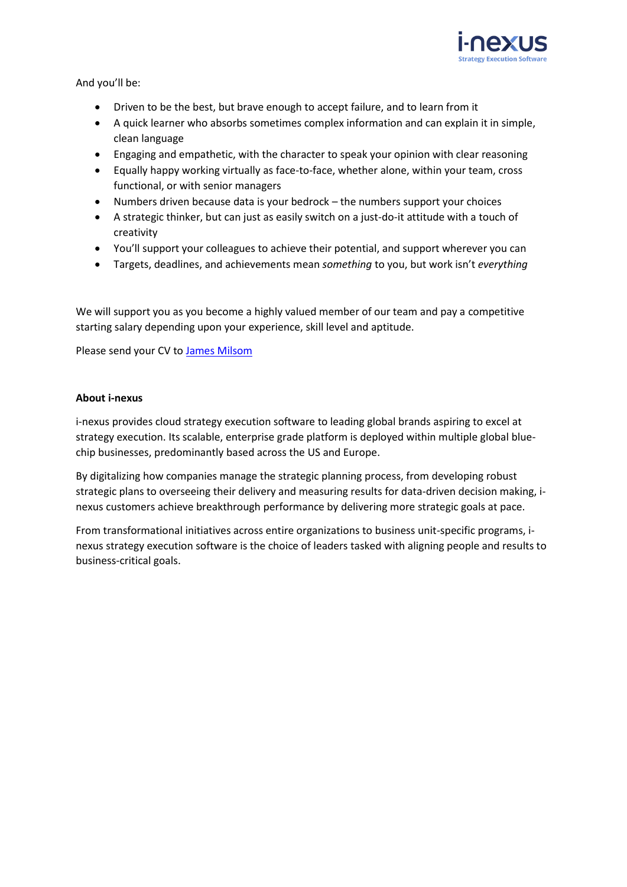And you'll be:

- Driven to be the best, but brave enough to accept failure, and to learn from it
- A quick learner who absorbs sometimes complex information and can explain it in simple, clean language
- Engaging and empathetic, with the character to speak your opinion with clear reasoning
- Equally happy working virtually as face-to-face, whether alone, within your team, cross functional, or with senior managers
- Numbers driven because data is your bedrock – the numbers support your choices
- A strategic thinker, but can just as easily switch on a just-do-it attitude with a touch of creativity
- You'll support your colleagues to achieve their potential, and support wherever you can
- Targets, deadlines, and achievements mean *something* to you, but work isn't *everything*

We will support you as you become a highly valued member of our team and pay a competitive starting salary depending upon your experience, skill level and aptitude.

Please send your CV to James Milsom

**About i-nexus**

i-nexus provides cloud strategy execution software to leading global brands aspiring to excel at strategy execution. Its scalable, enterprise grade platform is deployed within multiple global blue-chip businesses, predominantly based across the US and Europe.

By digitalizing how companies manage the strategic planning process, from developing robust strategic plans to overseeing their delivery and measuring results for data-driven decision making, i-nexus customers achieve breakthrough performance by delivering more strategic goals at pace.

From transformational initiatives across entire organizations to business unit-specific programs, i-nexus strategy execution software is the choice of leaders tasked with aligning people and results to business-critical goals.